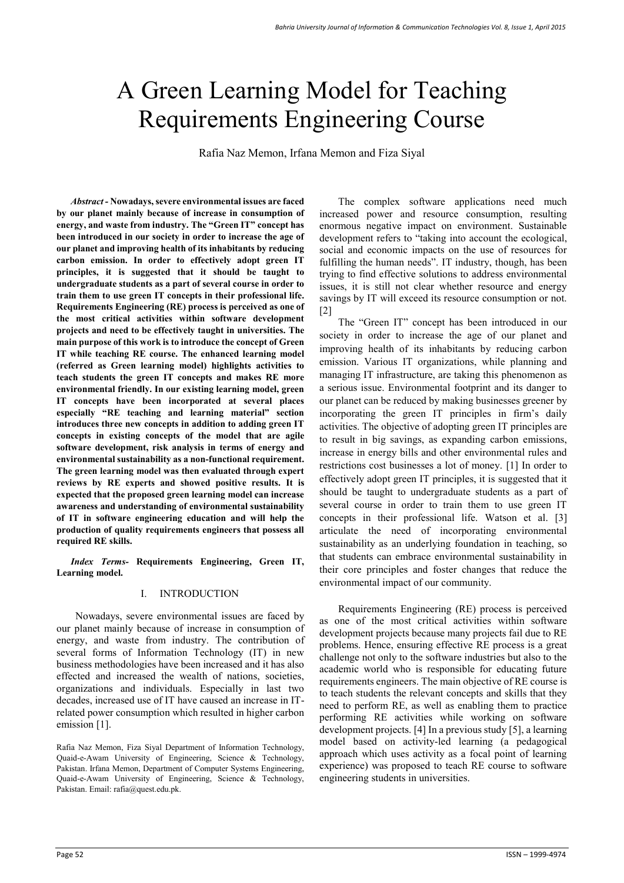# A Green Learning Model for Teaching Requirements Engineering Course

Rafia Naz Memon, Irfana Memon and Fiza Siyal

***Abstract* - Nowadays, severe environmental issues are faced by our planet mainly because of increase in consumption of energy, and waste from industry. The "Green IT" concept has been introduced in our society in order to increase the age of our planet and improving health of its inhabitants by reducing carbon emission. In order to effectively adopt green IT principles, it is suggested that it should be taught to undergraduate students as a part of several course in order to train them to use green IT concepts in their professional life. Requirements Engineering (RE) process is perceived as one of the most critical activities within software development projects and need to be effectively taught in universities. The main purpose of this work is to introduce the concept of Green IT while teaching RE course. The enhanced learning model (referred as Green learning model) highlights activities to teach students the green IT concepts and makes RE more environmental friendly. In our existing learning model, green IT concepts have been incorporated at several places especially "RE teaching and learning material" section introduces three new concepts in addition to adding green IT concepts in existing concepts of the model that are agile software development, risk analysis in terms of energy and environmental sustainability as a non-functional requirement. The green learning model was then evaluated through expert reviews by RE experts and showed positive results. It is expected that the proposed green learning model can increase awareness and understanding of environmental sustainability of IT in software engineering education and will help the production of quality requirements engineers that possess all required RE skills.**

***Index Terms*- Requirements Engineering, Green IT, Learning model.**

## I. INTRODUCTION

Nowadays, severe environmental issues are faced by our planet mainly because of increase in consumption of energy, and waste from industry. The contribution of several forms of Information Technology (IT) in new business methodologies have been increased and it has also effected and increased the wealth of nations, societies, organizations and individuals. Especially in last two decades, increased use of IT have caused an increase in IT-related power consumption which resulted in higher carbon emission [1].

Rafia Naz Memon, Fiza Siyal Department of Information Technology, Quaid-e-Awam University of Engineering, Science & Technology, Pakistan. Irfana Memon, Department of Computer Systems Engineering, Quaid-e-Awam University of Engineering, Science & Technology, Pakistan. Email: rafia@quest.edu.pk.

The complex software applications need much increased power and resource consumption, resulting enormous negative impact on environment. Sustainable development refers to "taking into account the ecological, social and economic impacts on the use of resources for fulfilling the human needs". IT industry, though, has been trying to find effective solutions to address environmental issues, it is still not clear whether resource and energy savings by IT will exceed its resource consumption or not. [2]

The "Green IT" concept has been introduced in our society in order to increase the age of our planet and improving health of its inhabitants by reducing carbon emission. Various IT organizations, while planning and managing IT infrastructure, are taking this phenomenon as a serious issue. Environmental footprint and its danger to our planet can be reduced by making businesses greener by incorporating the green IT principles in firm's daily activities. The objective of adopting green IT principles are to result in big savings, as expanding carbon emissions, increase in energy bills and other environmental rules and restrictions cost businesses a lot of money. [1] In order to effectively adopt green IT principles, it is suggested that it should be taught to undergraduate students as a part of several course in order to train them to use green IT concepts in their professional life. Watson et al. [3] articulate the need of incorporating environmental sustainability as an underlying foundation in teaching, so that students can embrace environmental sustainability in their core principles and foster changes that reduce the environmental impact of our community.

Requirements Engineering (RE) process is perceived as one of the most critical activities within software development projects because many projects fail due to RE problems. Hence, ensuring effective RE process is a great challenge not only to the software industries but also to the academic world who is responsible for educating future requirements engineers. The main objective of RE course is to teach students the relevant concepts and skills that they need to perform RE, as well as enabling them to practice performing RE activities while working on software development projects. [4] In a previous study [5], a learning model based on activity-led learning (a pedagogical approach which uses activity as a focal point of learning experience) was proposed to teach RE course to software engineering students in universities.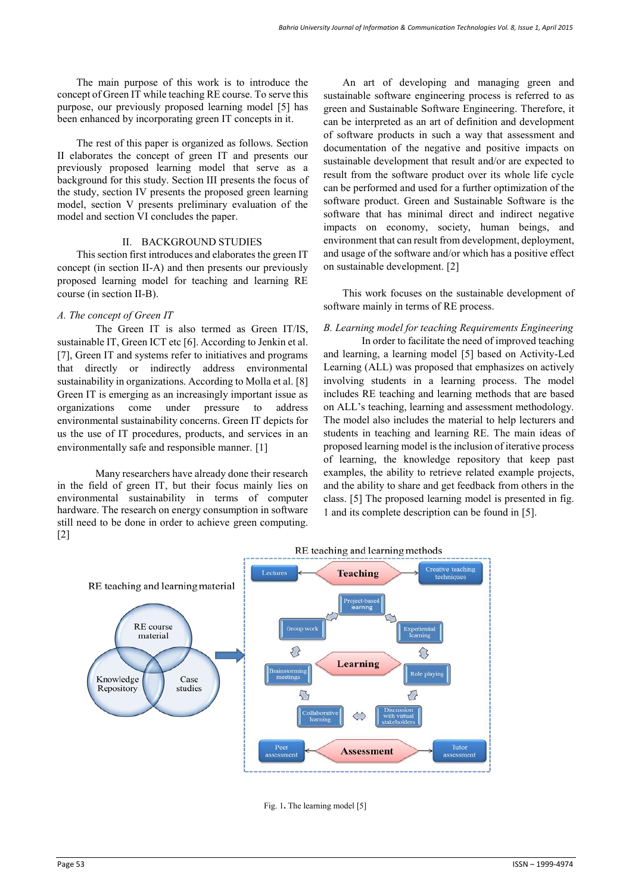The main purpose of this work is to introduce the concept of Green IT while teaching RE course. To serve this purpose, our previously proposed learning model [5] has been enhanced by incorporating green IT concepts in it.

The rest of this paper is organized as follows. Section II elaborates the concept of green IT and presents our previously proposed learning model that serve as a background for this study. Section III presents the focus of the study, section IV presents the proposed green learning model, section V presents preliminary evaluation of the model and section VI concludes the paper.

## II. BACKGROUND STUDIES

This section first introduces and elaborates the green IT concept (in section II-A) and then presents our previously proposed learning model for teaching and learning RE course (in section II-B).

### *A. The concept of Green IT*

The Green IT is also termed as Green IT/IS, sustainable IT, Green ICT etc [6]. According to Jenkin et al. [7], Green IT and systems refer to initiatives and programs that directly or indirectly address environmental sustainability in organizations. According to Molla et al. [8] Green IT is emerging as an increasingly important issue as organizations come under pressure to address environmental sustainability concerns. Green IT depicts for us the use of IT procedures, products, and services in an environmentally safe and responsible manner. [1]

Many researchers have already done their research in the field of green IT, but their focus mainly lies on environmental sustainability in terms of computer hardware. The research on energy consumption in software still need to be done in order to achieve green computing. [2]

An art of developing and managing green and sustainable software engineering process is referred to as green and Sustainable Software Engineering. Therefore, it can be interpreted as an art of definition and development of software products in such a way that assessment and documentation of the negative and positive impacts on sustainable development that result and/or are expected to result from the software product over its whole life cycle can be performed and used for a further optimization of the software product. Green and Sustainable Software is the software that has minimal direct and indirect negative impacts on economy, society, human beings, and environment that can result from development, deployment, and usage of the software and/or which has a positive effect on sustainable development. [2]

This work focuses on the sustainable development of software mainly in terms of RE process.

### *B. Learning model for teaching Requirements Engineering*

In order to facilitate the need of improved teaching and learning, a learning model [5] based on Activity-Led Learning (ALL) was proposed that emphasizes on actively involving students in a learning process. The model includes RE teaching and learning methods that are based on ALL's teaching, learning and assessment methodology. The model also includes the material to help lecturers and students in teaching and learning RE. The main ideas of proposed learning model is the inclusion of iterative process of learning, the knowledge repository that keep past examples, the ability to retrieve related example projects, and the ability to share and get feedback from others in the class. [5] The proposed learning model is presented in fig. 1 and its complete description can be found in [5].

Fig. 1. The learning model [5]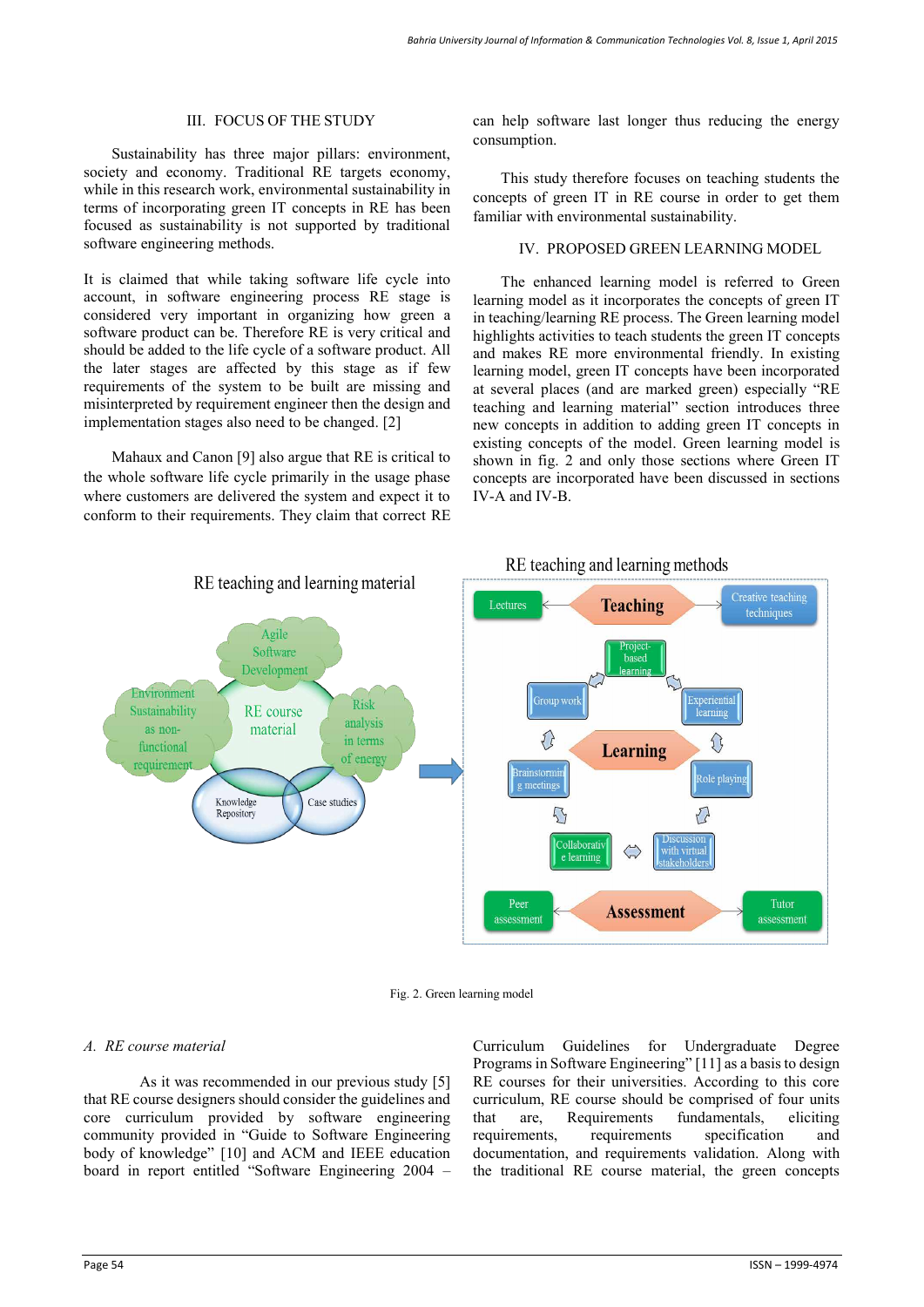## III. FOCUS OF THE STUDY

Sustainability has three major pillars: environment, society and economy. Traditional RE targets economy, while in this research work, environmental sustainability in terms of incorporating green IT concepts in RE has been focused as sustainability is not supported by traditional software engineering methods.

It is claimed that while taking software life cycle into account, in software engineering process RE stage is considered very important in organizing how green a software product can be. Therefore RE is very critical and should be added to the life cycle of a software product. All the later stages are affected by this stage as if few requirements of the system to be built are missing and misinterpreted by requirement engineer then the design and implementation stages also need to be changed. [2]

Mahaux and Canon [9] also argue that RE is critical to the whole software life cycle primarily in the usage phase where customers are delivered the system and expect it to conform to their requirements. They claim that correct RE can help software last longer thus reducing the energy consumption.

This study therefore focuses on teaching students the concepts of green IT in RE course in order to get them familiar with environmental sustainability.

## IV. PROPOSED GREEN LEARNING MODEL

The enhanced learning model is referred to Green learning model as it incorporates the concepts of green IT in teaching/learning RE process. The Green learning model highlights activities to teach students the green IT concepts and makes RE more environmental friendly. In existing learning model, green IT concepts have been incorporated at several places (and are marked green) especially "RE teaching and learning material" section introduces three new concepts in addition to adding green IT concepts in existing concepts of the model. Green learning model is shown in fig. 2 and only those sections where Green IT concepts are incorporated have been discussed in sections IV-A and IV-B.

RE teaching and learning material: Agile Software Development; Environment Sustainability as non-functional requirement; RE course material; Risk analysis in terms of energy; Knowledge Repository; Case studies

RE teaching and learning methods: Teaching (Lectures, Creative teaching techniques); Project-based learning; Group work; Experiential learning; Learning; Brainstorming meetings; Role playing; Collaborative e learning; Discussion with virtual stakeholders; Assessment (Peer assessment, Tutor assessment)

Fig. 2. Green learning model

### A. RE course material

As it was recommended in our previous study [5] that RE course designers should consider the guidelines and core curriculum provided by software engineering community provided in "Guide to Software Engineering body of knowledge" [10] and ACM and IEEE education board in report entitled "Software Engineering 2004 – Curriculum Guidelines for Undergraduate Degree Programs in Software Engineering" [11] as a basis to design RE courses for their universities. According to this core curriculum, RE course should be comprised of four units that are, Requirements fundamentals, eliciting requirements, requirements specification and documentation, and requirements validation. Along with the traditional RE course material, the green concepts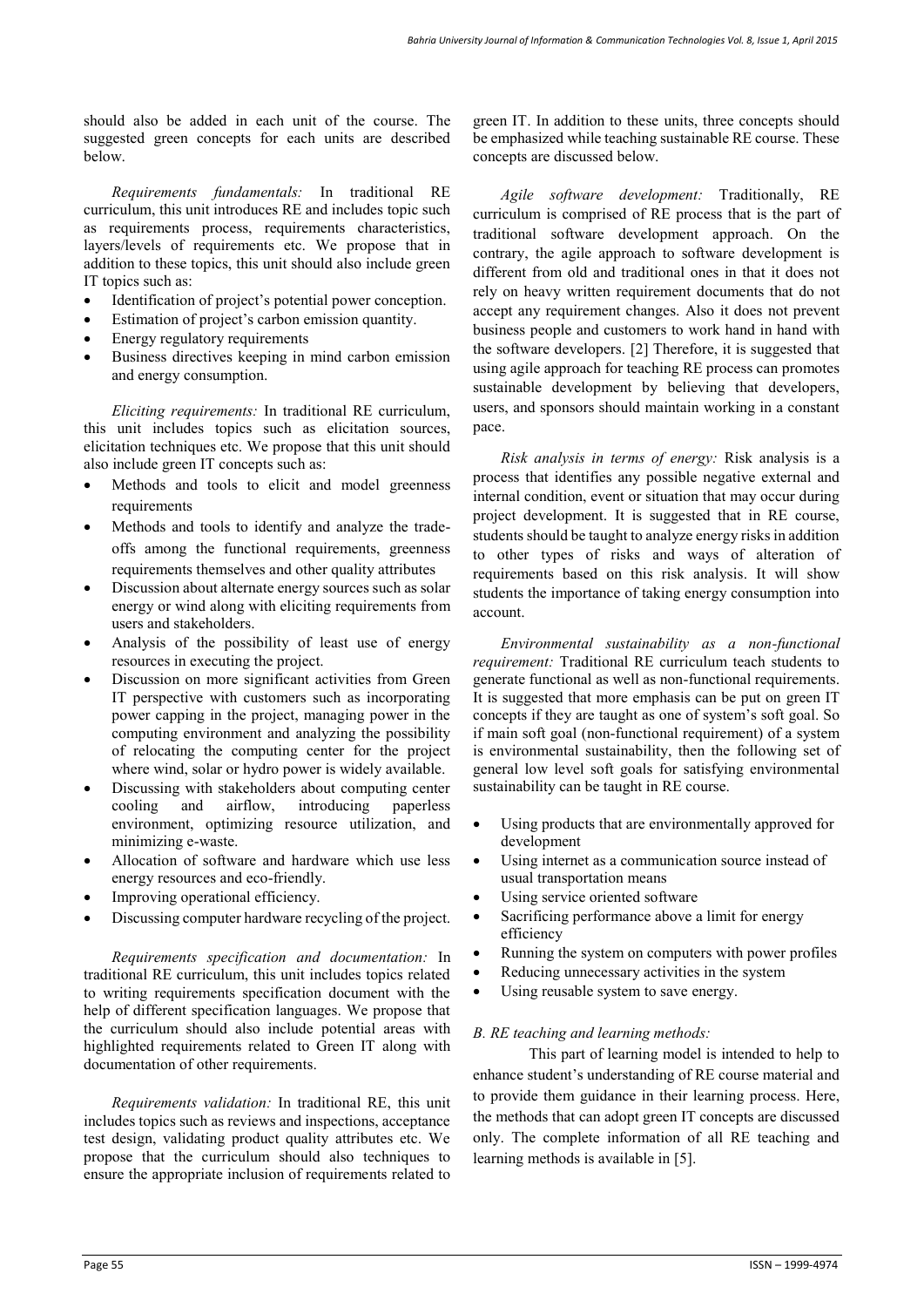should also be added in each unit of the course. The suggested green concepts for each units are described below.

*Requirements fundamentals:* In traditional RE curriculum, this unit introduces RE and includes topic such as requirements process, requirements characteristics, layers/levels of requirements etc. We propose that in addition to these topics, this unit should also include green IT topics such as:

- Identification of project's potential power conception.
- Estimation of project's carbon emission quantity.
- Energy regulatory requirements
- Business directives keeping in mind carbon emission and energy consumption.

*Eliciting requirements:* In traditional RE curriculum, this unit includes topics such as elicitation sources, elicitation techniques etc. We propose that this unit should also include green IT concepts such as:

- Methods and tools to elicit and model greenness requirements
- Methods and tools to identify and analyze the trade-offs among the functional requirements, greenness requirements themselves and other quality attributes
- Discussion about alternate energy sources such as solar energy or wind along with eliciting requirements from users and stakeholders.
- Analysis of the possibility of least use of energy resources in executing the project.
- Discussion on more significant activities from Green IT perspective with customers such as incorporating power capping in the project, managing power in the computing environment and analyzing the possibility of relocating the computing center for the project where wind, solar or hydro power is widely available.
- Discussing with stakeholders about computing center cooling and airflow, introducing paperless environment, optimizing resource utilization, and minimizing e-waste.
- Allocation of software and hardware which use less energy resources and eco-friendly.
- Improving operational efficiency.
- Discussing computer hardware recycling of the project.

*Requirements specification and documentation:* In traditional RE curriculum, this unit includes topics related to writing requirements specification document with the help of different specification languages. We propose that the curriculum should also include potential areas with highlighted requirements related to Green IT along with documentation of other requirements.

*Requirements validation:* In traditional RE, this unit includes topics such as reviews and inspections, acceptance test design, validating product quality attributes etc. We propose that the curriculum should also techniques to ensure the appropriate inclusion of requirements related to green IT. In addition to these units, three concepts should be emphasized while teaching sustainable RE course. These concepts are discussed below.

*Agile software development:* Traditionally, RE curriculum is comprised of RE process that is the part of traditional software development approach. On the contrary, the agile approach to software development is different from old and traditional ones in that it does not rely on heavy written requirement documents that do not accept any requirement changes. Also it does not prevent business people and customers to work hand in hand with the software developers. [2] Therefore, it is suggested that using agile approach for teaching RE process can promotes sustainable development by believing that developers, users, and sponsors should maintain working in a constant pace.

*Risk analysis in terms of energy:* Risk analysis is a process that identifies any possible negative external and internal condition, event or situation that may occur during project development. It is suggested that in RE course, students should be taught to analyze energy risks in addition to other types of risks and ways of alteration of requirements based on this risk analysis. It will show students the importance of taking energy consumption into account.

*Environmental sustainability as a non-functional requirement:* Traditional RE curriculum teach students to generate functional as well as non-functional requirements. It is suggested that more emphasis can be put on green IT concepts if they are taught as one of system's soft goal. So if main soft goal (non-functional requirement) of a system is environmental sustainability, then the following set of general low level soft goals for satisfying environmental sustainability can be taught in RE course.

- Using products that are environmentally approved for development
- Using internet as a communication source instead of usual transportation means
- Using service oriented software
- Sacrificing performance above a limit for energy efficiency
- Running the system on computers with power profiles
- Reducing unnecessary activities in the system
- Using reusable system to save energy.

*B. RE teaching and learning methods:*

This part of learning model is intended to help to enhance student's understanding of RE course material and to provide them guidance in their learning process. Here, the methods that can adopt green IT concepts are discussed only. The complete information of all RE teaching and learning methods is available in [5].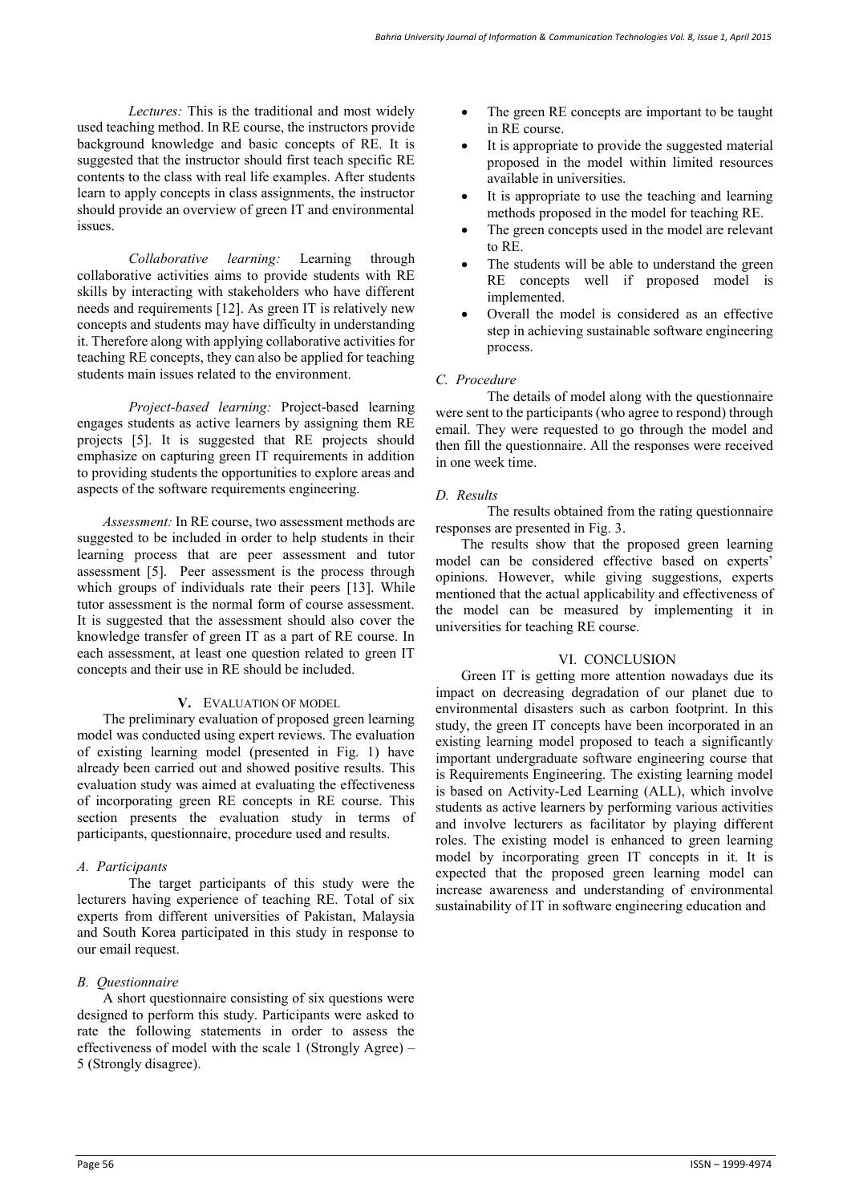*Lectures:* This is the traditional and most widely used teaching method. In RE course, the instructors provide background knowledge and basic concepts of RE. It is suggested that the instructor should first teach specific RE contents to the class with real life examples. After students learn to apply concepts in class assignments, the instructor should provide an overview of green IT and environmental issues.

*Collaborative learning:* Learning through collaborative activities aims to provide students with RE skills by interacting with stakeholders who have different needs and requirements [12]. As green IT is relatively new concepts and students may have difficulty in understanding it. Therefore along with applying collaborative activities for teaching RE concepts, they can also be applied for teaching students main issues related to the environment.

*Project-based learning:* Project-based learning engages students as active learners by assigning them RE projects [5]. It is suggested that RE projects should emphasize on capturing green IT requirements in addition to providing students the opportunities to explore areas and aspects of the software requirements engineering.

*Assessment:* In RE course, two assessment methods are suggested to be included in order to help students in their learning process that are peer assessment and tutor assessment [5]. Peer assessment is the process through which groups of individuals rate their peers [13]. While tutor assessment is the normal form of course assessment. It is suggested that the assessment should also cover the knowledge transfer of green IT as a part of RE course. In each assessment, at least one question related to green IT concepts and their use in RE should be included.

## V. EVALUATION OF MODEL

The preliminary evaluation of proposed green learning model was conducted using expert reviews. The evaluation of existing learning model (presented in Fig. 1) have already been carried out and showed positive results. This evaluation study was aimed at evaluating the effectiveness of incorporating green RE concepts in RE course. This section presents the evaluation study in terms of participants, questionnaire, procedure used and results.

### *A. Participants*

The target participants of this study were the lecturers having experience of teaching RE. Total of six experts from different universities of Pakistan, Malaysia and South Korea participated in this study in response to our email request.

### *B. Questionnaire*

A short questionnaire consisting of six questions were designed to perform this study. Participants were asked to rate the following statements in order to assess the effectiveness of model with the scale 1 (Strongly Agree) – 5 (Strongly disagree).

- The green RE concepts are important to be taught in RE course.
- It is appropriate to provide the suggested material proposed in the model within limited resources available in universities.
- It is appropriate to use the teaching and learning methods proposed in the model for teaching RE.
- The green concepts used in the model are relevant to RE.
- The students will be able to understand the green RE concepts well if proposed model is implemented.
- Overall the model is considered as an effective step in achieving sustainable software engineering process.

### *C. Procedure*

The details of model along with the questionnaire were sent to the participants (who agree to respond) through email. They were requested to go through the model and then fill the questionnaire. All the responses were received in one week time.

### *D. Results*

The results obtained from the rating questionnaire responses are presented in Fig. 3.

The results show that the proposed green learning model can be considered effective based on experts' opinions. However, while giving suggestions, experts mentioned that the actual applicability and effectiveness of the model can be measured by implementing it in universities for teaching RE course.

## VI. CONCLUSION

Green IT is getting more attention nowadays due its impact on decreasing degradation of our planet due to environmental disasters such as carbon footprint. In this study, the green IT concepts have been incorporated in an existing learning model proposed to teach a significantly important undergraduate software engineering course that is Requirements Engineering. The existing learning model is based on Activity-Led Learning (ALL), which involve students as active learners by performing various activities and involve lecturers as facilitator by playing different roles. The existing model is enhanced to green learning model by incorporating green IT concepts in it. It is expected that the proposed green learning model can increase awareness and understanding of environmental sustainability of IT in software engineering education and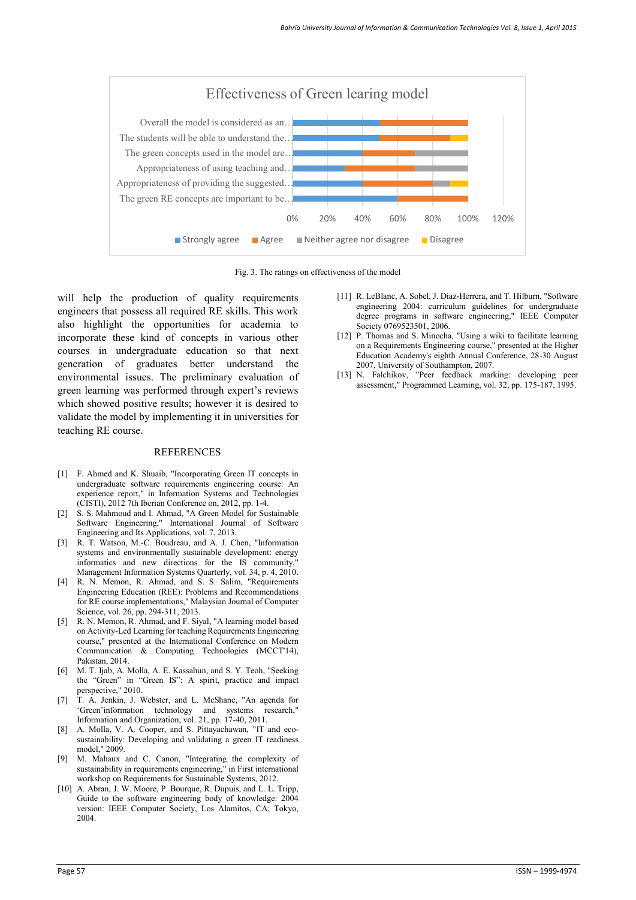Effectiveness of Green learing model

Overall the model is considered as an…

The students will be able to understand the…

The green concepts used in the model are…

Appropriateness of using teaching and…

Appropriateness of providing the suggested…

The green RE concepts are important to be…

0% 20% 40% 60% 80% 100% 120%

Strongly agree  Agree  Neither agree nor disagree  Disagree

Fig. 3. The ratings on effectiveness of the model

will help the production of quality requirements engineers that possess all required RE skills. This work also highlight the opportunities for academia to incorporate these kind of concepts in various other courses in undergraduate education so that next generation of graduates better understand the environmental issues. The preliminary evaluation of green learning was performed through expert's reviews which showed positive results; however it is desired to validate the model by implementing it in universities for teaching RE course.

## REFERENCES

- [1] F. Ahmed and K. Shuaib, "Incorporating Green IT concepts in undergraduate software requirements engineering course: An experience report," in Information Systems and Technologies (CISTI), 2012 7th Iberian Conference on, 2012, pp. 1-4.
- [2] S. S. Mahmoud and I. Ahmad, "A Green Model for Sustainable Software Engineering," International Journal of Software Engineering and Its Applications, vol. 7, 2013.
- [3] R. T. Watson, M.-C. Boudreau, and A. J. Chen, "Information systems and environmentally sustainable development: energy informatics and new directions for the IS community," Management Information Systems Quarterly, vol. 34, p. 4, 2010.
- [4] R. N. Memon, R. Ahmad, and S. S. Salim, "Requirements Engineering Education (REE): Problems and Recommendations for RE course implementations," Malaysian Journal of Computer Science, vol. 26, pp. 294-311, 2013.
- [5] R. N. Memon, R. Ahmad, and F. Siyal, "A learning model based on Activity-Led Learning for teaching Requirements Engineering course," presented at the International Conference on Modern Communication & Computing Technologies (MCCT'14), Pakistan, 2014.
- [6] M. T. Ijab, A. Molla, A. E. Kassahun, and S. Y. Teoh, "Seeking the "Green" in "Green IS": A spirit, practice and impact perspective," 2010.
- [7] T. A. Jenkin, J. Webster, and L. McShane, "An agenda for 'Green'information technology and systems research," Information and Organization, vol. 21, pp. 17-40, 2011.
- [8] A. Molla, V. A. Cooper, and S. Pittayachawan, "IT and eco-sustainability: Developing and validating a green IT readiness model," 2009.
- [9] M. Mahaux and C. Canon, "Integrating the complexity of sustainability in requirements engineering," in First international workshop on Requirements for Sustainable Systems, 2012.
- [10] A. Abran, J. W. Moore, P. Bourque, R. Dupuis, and L. L. Tripp, Guide to the software engineering body of knowledge: 2004 version: IEEE Computer Society, Los Alamitos, CA; Tokyo, 2004.
- [11] R. LeBlanc, A. Sobel, J. Diaz-Herrera, and T. Hilburn, "Software engineering 2004: curriculum guidelines for undergraduate degree programs in software engineering," IEEE Computer Society 0769523501, 2006.
- [12] P. Thomas and S. Minocha, "Using a wiki to facilitate learning on a Requirements Engineering course," presented at the Higher Education Academy's eighth Annual Conference, 28-30 August 2007, University of Southampton, 2007.
- [13] N. Falchikov, "Peer feedback marking: developing peer assessment," Programmed Learning, vol. 32, pp. 175-187, 1995.